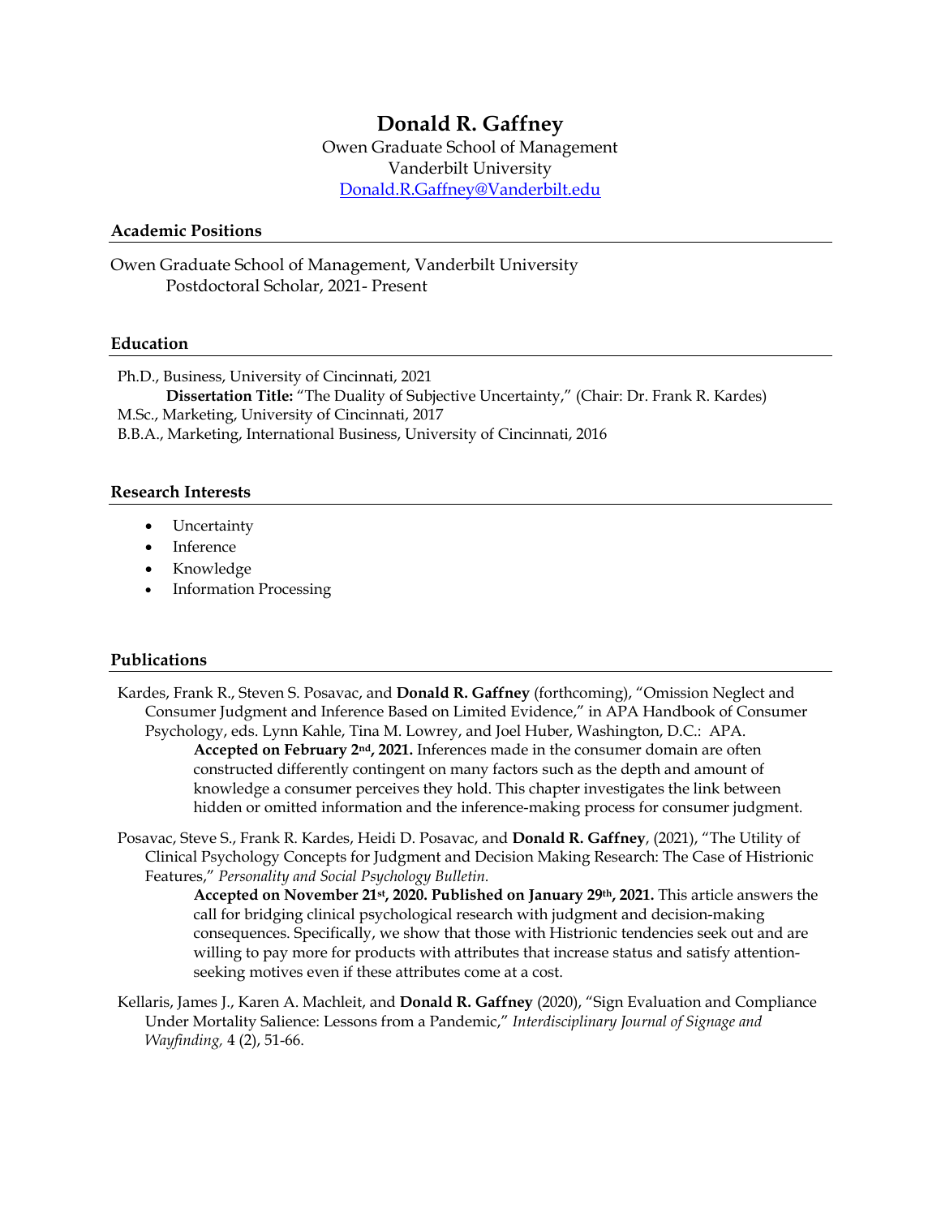# Donald R. Gaffney

Owen Graduate School of Management
Vanderbilt University
Donald.R.Gaffney@Vanderbilt.edu

## Academic Positions

Owen Graduate School of Management, Vanderbilt University
Postdoctoral Scholar, 2021- Present

## Education

Ph.D., Business, University of Cincinnati, 2021
**Dissertation Title:** "The Duality of Subjective Uncertainty," (Chair: Dr. Frank R. Kardes)
M.Sc., Marketing, University of Cincinnati, 2017
B.B.A., Marketing, International Business, University of Cincinnati, 2016

## Research Interests

- Uncertainty
- Inference
- Knowledge
- Information Processing

## Publications

Kardes, Frank R., Steven S. Posavac, and **Donald R. Gaffney** (forthcoming), "Omission Neglect and Consumer Judgment and Inference Based on Limited Evidence," in APA Handbook of Consumer Psychology, eds. Lynn Kahle, Tina M. Lowrey, and Joel Huber, Washington, D.C.: APA.

**Accepted on February 2nd, 2021.** Inferences made in the consumer domain are often constructed differently contingent on many factors such as the depth and amount of knowledge a consumer perceives they hold. This chapter investigates the link between hidden or omitted information and the inference-making process for consumer judgment.

Posavac, Steve S., Frank R. Kardes, Heidi D. Posavac, and **Donald R. Gaffney**, (2021), "The Utility of Clinical Psychology Concepts for Judgment and Decision Making Research: The Case of Histrionic Features," *Personality and Social Psychology Bulletin.*

**Accepted on November 21st, 2020. Published on January 29th, 2021.** This article answers the call for bridging clinical psychological research with judgment and decision-making consequences. Specifically, we show that those with Histrionic tendencies seek out and are willing to pay more for products with attributes that increase status and satisfy attention-seeking motives even if these attributes come at a cost.

Kellaris, James J., Karen A. Machleit, and **Donald R. Gaffney** (2020), "Sign Evaluation and Compliance Under Mortality Salience: Lessons from a Pandemic," *Interdisciplinary Journal of Signage and Wayfinding,* 4 (2), 51-66.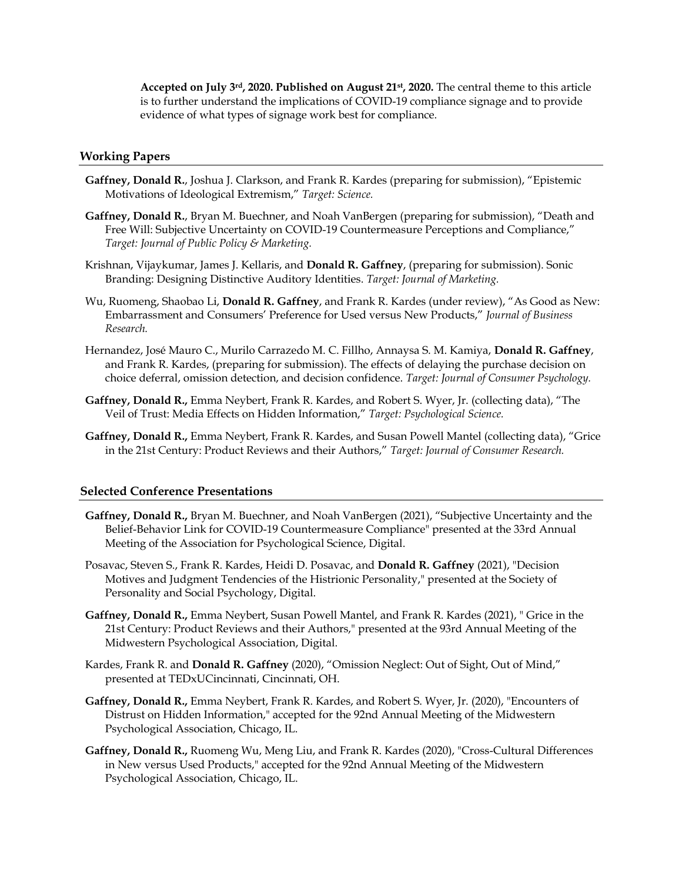**Accepted on July 3rd, 2020. Published on August 21st, 2020.** The central theme to this article is to further understand the implications of COVID-19 compliance signage and to provide evidence of what types of signage work best for compliance.

## Working Papers

**Gaffney, Donald R.**, Joshua J. Clarkson, and Frank R. Kardes (preparing for submission), "Epistemic Motivations of Ideological Extremism," *Target: Science.*

**Gaffney, Donald R.**, Bryan M. Buechner, and Noah VanBergen (preparing for submission), "Death and Free Will: Subjective Uncertainty on COVID-19 Countermeasure Perceptions and Compliance," *Target: Journal of Public Policy & Marketing.*

Krishnan, Vijaykumar, James J. Kellaris, and **Donald R. Gaffney**, (preparing for submission). Sonic Branding: Designing Distinctive Auditory Identities. *Target: Journal of Marketing.*

Wu, Ruomeng, Shaobao Li, **Donald R. Gaffney**, and Frank R. Kardes (under review), "As Good as New: Embarrassment and Consumers' Preference for Used versus New Products," *Journal of Business Research.*

Hernandez, José Mauro C., Murilo Carrazedo M. C. Fillho, Annaysa S. M. Kamiya, **Donald R. Gaffney**, and Frank R. Kardes, (preparing for submission). The effects of delaying the purchase decision on choice deferral, omission detection, and decision confidence. *Target: Journal of Consumer Psychology.*

**Gaffney, Donald R.,** Emma Neybert, Frank R. Kardes, and Robert S. Wyer, Jr. (collecting data), "The Veil of Trust: Media Effects on Hidden Information," *Target: Psychological Science.*

**Gaffney, Donald R.,** Emma Neybert, Frank R. Kardes, and Susan Powell Mantel (collecting data), "Grice in the 21st Century: Product Reviews and their Authors," *Target: Journal of Consumer Research.*

## Selected Conference Presentations

**Gaffney, Donald R.,** Bryan M. Buechner, and Noah VanBergen (2021), "Subjective Uncertainty and the Belief-Behavior Link for COVID-19 Countermeasure Compliance" presented at the 33rd Annual Meeting of the Association for Psychological Science, Digital.

Posavac, Steven S., Frank R. Kardes, Heidi D. Posavac, and **Donald R. Gaffney** (2021), "Decision Motives and Judgment Tendencies of the Histrionic Personality," presented at the Society of Personality and Social Psychology, Digital.

**Gaffney, Donald R.,** Emma Neybert, Susan Powell Mantel, and Frank R. Kardes (2021), " Grice in the 21st Century: Product Reviews and their Authors," presented at the 93rd Annual Meeting of the Midwestern Psychological Association, Digital.

Kardes, Frank R. and **Donald R. Gaffney** (2020), "Omission Neglect: Out of Sight, Out of Mind," presented at TEDxUCincinnati, Cincinnati, OH.

**Gaffney, Donald R.,** Emma Neybert, Frank R. Kardes, and Robert S. Wyer, Jr. (2020), "Encounters of Distrust on Hidden Information," accepted for the 92nd Annual Meeting of the Midwestern Psychological Association, Chicago, IL.

**Gaffney, Donald R.,** Ruomeng Wu, Meng Liu, and Frank R. Kardes (2020), "Cross-Cultural Differences in New versus Used Products," accepted for the 92nd Annual Meeting of the Midwestern Psychological Association, Chicago, IL.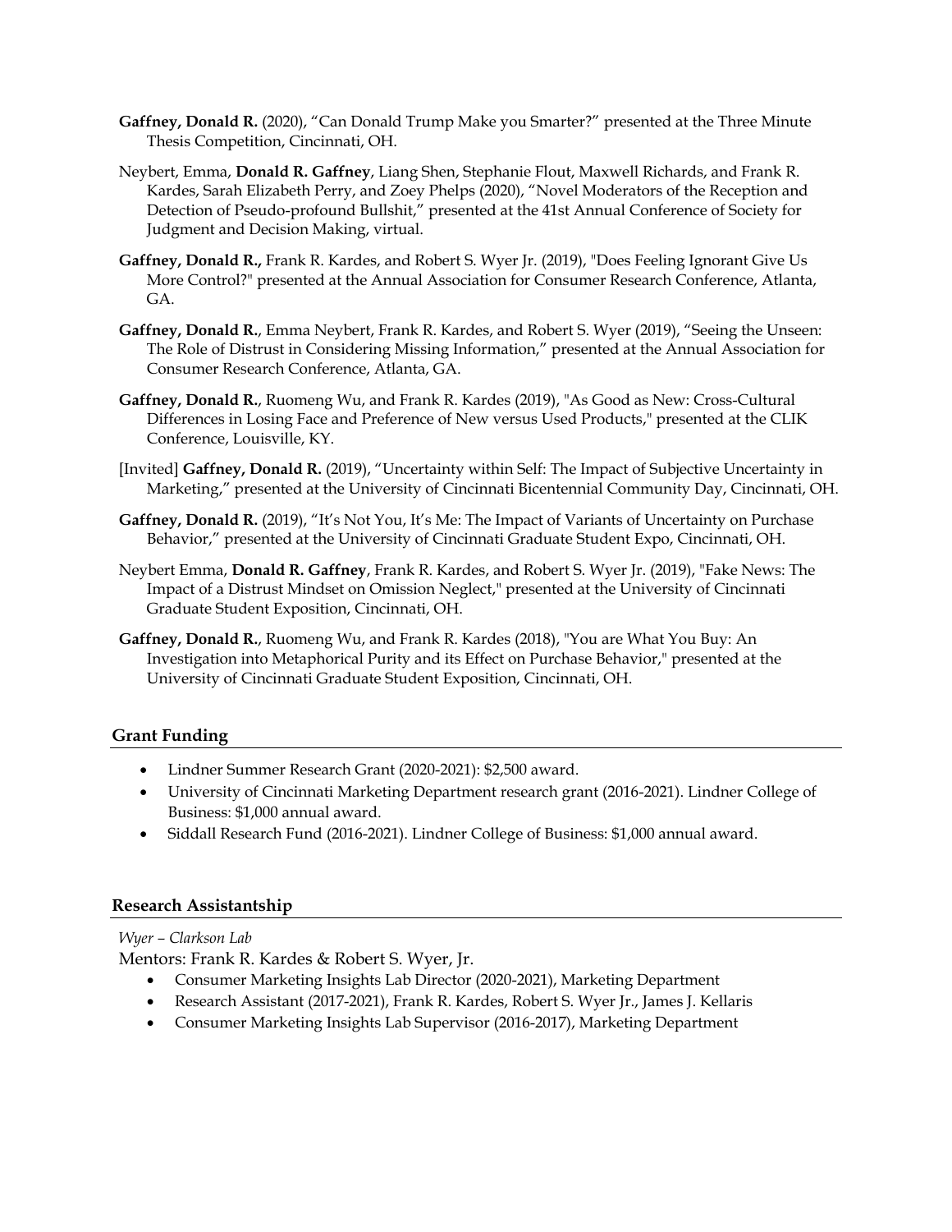**Gaffney, Donald R.** (2020), "Can Donald Trump Make you Smarter?" presented at the Three Minute Thesis Competition, Cincinnati, OH.

Neybert, Emma, **Donald R. Gaffney**, Liang Shen, Stephanie Flout, Maxwell Richards, and Frank R. Kardes, Sarah Elizabeth Perry, and Zoey Phelps (2020), "Novel Moderators of the Reception and Detection of Pseudo-profound Bullshit," presented at the 41st Annual Conference of Society for Judgment and Decision Making, virtual.

**Gaffney, Donald R.,** Frank R. Kardes, and Robert S. Wyer Jr. (2019), "Does Feeling Ignorant Give Us More Control?" presented at the Annual Association for Consumer Research Conference, Atlanta, GA.

**Gaffney, Donald R.**, Emma Neybert, Frank R. Kardes, and Robert S. Wyer (2019), "Seeing the Unseen: The Role of Distrust in Considering Missing Information," presented at the Annual Association for Consumer Research Conference, Atlanta, GA.

**Gaffney, Donald R.**, Ruomeng Wu, and Frank R. Kardes (2019), "As Good as New: Cross-Cultural Differences in Losing Face and Preference of New versus Used Products," presented at the CLIK Conference, Louisville, KY.

[Invited] **Gaffney, Donald R.** (2019), "Uncertainty within Self: The Impact of Subjective Uncertainty in Marketing," presented at the University of Cincinnati Bicentennial Community Day, Cincinnati, OH.

**Gaffney, Donald R.** (2019), "It's Not You, It's Me: The Impact of Variants of Uncertainty on Purchase Behavior," presented at the University of Cincinnati Graduate Student Expo, Cincinnati, OH.

Neybert Emma, **Donald R. Gaffney**, Frank R. Kardes, and Robert S. Wyer Jr. (2019), "Fake News: The Impact of a Distrust Mindset on Omission Neglect," presented at the University of Cincinnati Graduate Student Exposition, Cincinnati, OH.

**Gaffney, Donald R.**, Ruomeng Wu, and Frank R. Kardes (2018), "You are What You Buy: An Investigation into Metaphorical Purity and its Effect on Purchase Behavior," presented at the University of Cincinnati Graduate Student Exposition, Cincinnati, OH.

## Grant Funding

- Lindner Summer Research Grant (2020-2021): $2,500 award.
- University of Cincinnati Marketing Department research grant (2016-2021). Lindner College of Business: $1,000 annual award.
- Siddall Research Fund (2016-2021). Lindner College of Business: $1,000 annual award.

## Research Assistantship

*Wyer – Clarkson Lab*

Mentors: Frank R. Kardes & Robert S. Wyer, Jr.

- Consumer Marketing Insights Lab Director (2020-2021), Marketing Department
- Research Assistant (2017-2021), Frank R. Kardes, Robert S. Wyer Jr., James J. Kellaris
- Consumer Marketing Insights Lab Supervisor (2016-2017), Marketing Department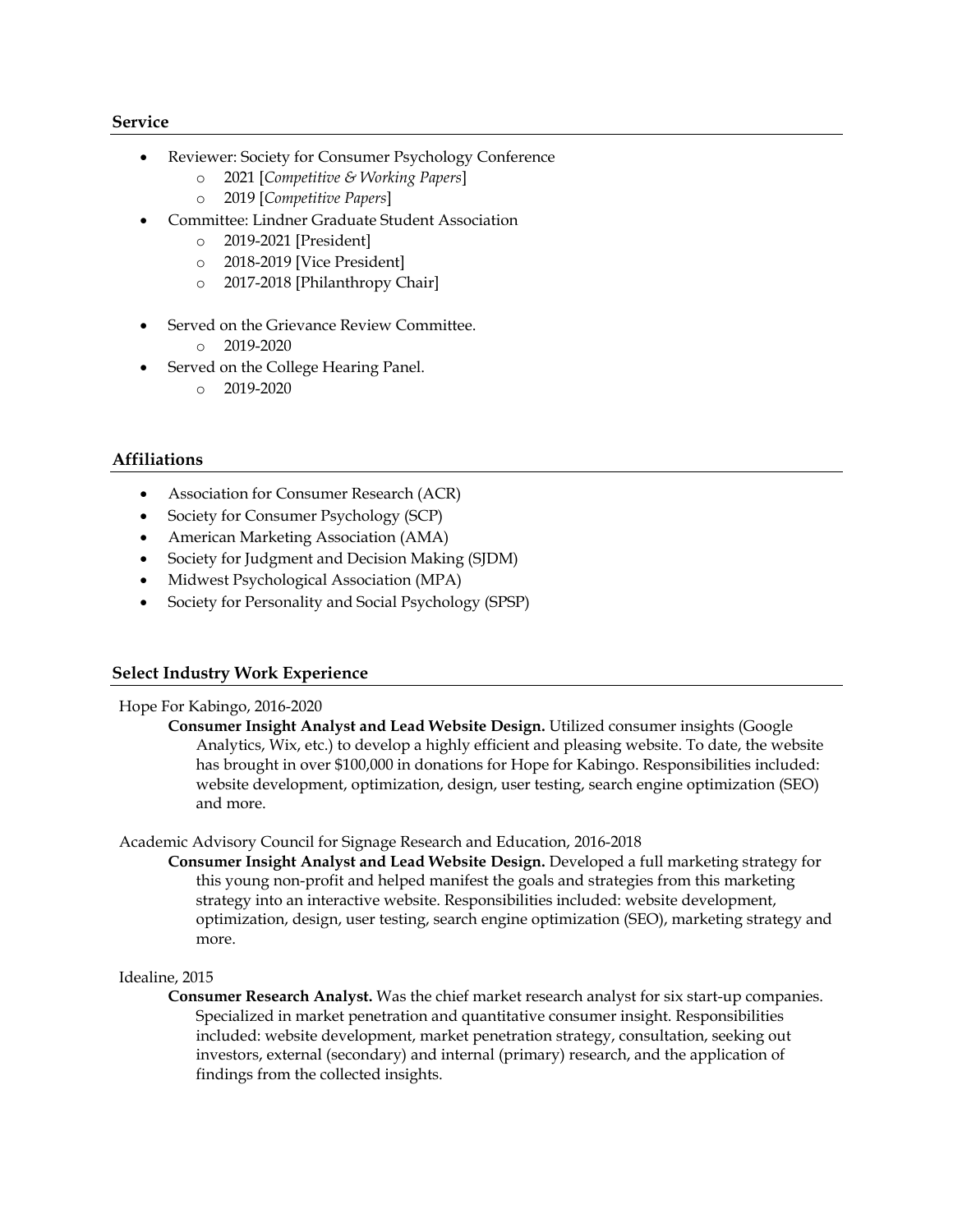## Service

- Reviewer: Society for Consumer Psychology Conference
  - 2021 [*Competitive & Working Papers*]
  - 2019 [*Competitive Papers*]
- Committee: Lindner Graduate Student Association
  - 2019-2021 [President]
  - 2018-2019 [Vice President]
  - 2017-2018 [Philanthropy Chair]

- Served on the Grievance Review Committee.
  - 2019-2020
- Served on the College Hearing Panel.
  - 2019-2020

## Affiliations

- Association for Consumer Research (ACR)
- Society for Consumer Psychology (SCP)
- American Marketing Association (AMA)
- Society for Judgment and Decision Making (SJDM)
- Midwest Psychological Association (MPA)
- Society for Personality and Social Psychology (SPSP)

## Select Industry Work Experience

Hope For Kabingo, 2016-2020

**Consumer Insight Analyst and Lead Website Design.** Utilized consumer insights (Google Analytics, Wix, etc.) to develop a highly efficient and pleasing website. To date, the website has brought in over $100,000 in donations for Hope for Kabingo. Responsibilities included: website development, optimization, design, user testing, search engine optimization (SEO) and more.

Academic Advisory Council for Signage Research and Education, 2016-2018

**Consumer Insight Analyst and Lead Website Design.** Developed a full marketing strategy for this young non-profit and helped manifest the goals and strategies from this marketing strategy into an interactive website. Responsibilities included: website development, optimization, design, user testing, search engine optimization (SEO), marketing strategy and more.

Idealine, 2015

**Consumer Research Analyst.** Was the chief market research analyst for six start-up companies. Specialized in market penetration and quantitative consumer insight. Responsibilities included: website development, market penetration strategy, consultation, seeking out investors, external (secondary) and internal (primary) research, and the application of findings from the collected insights.